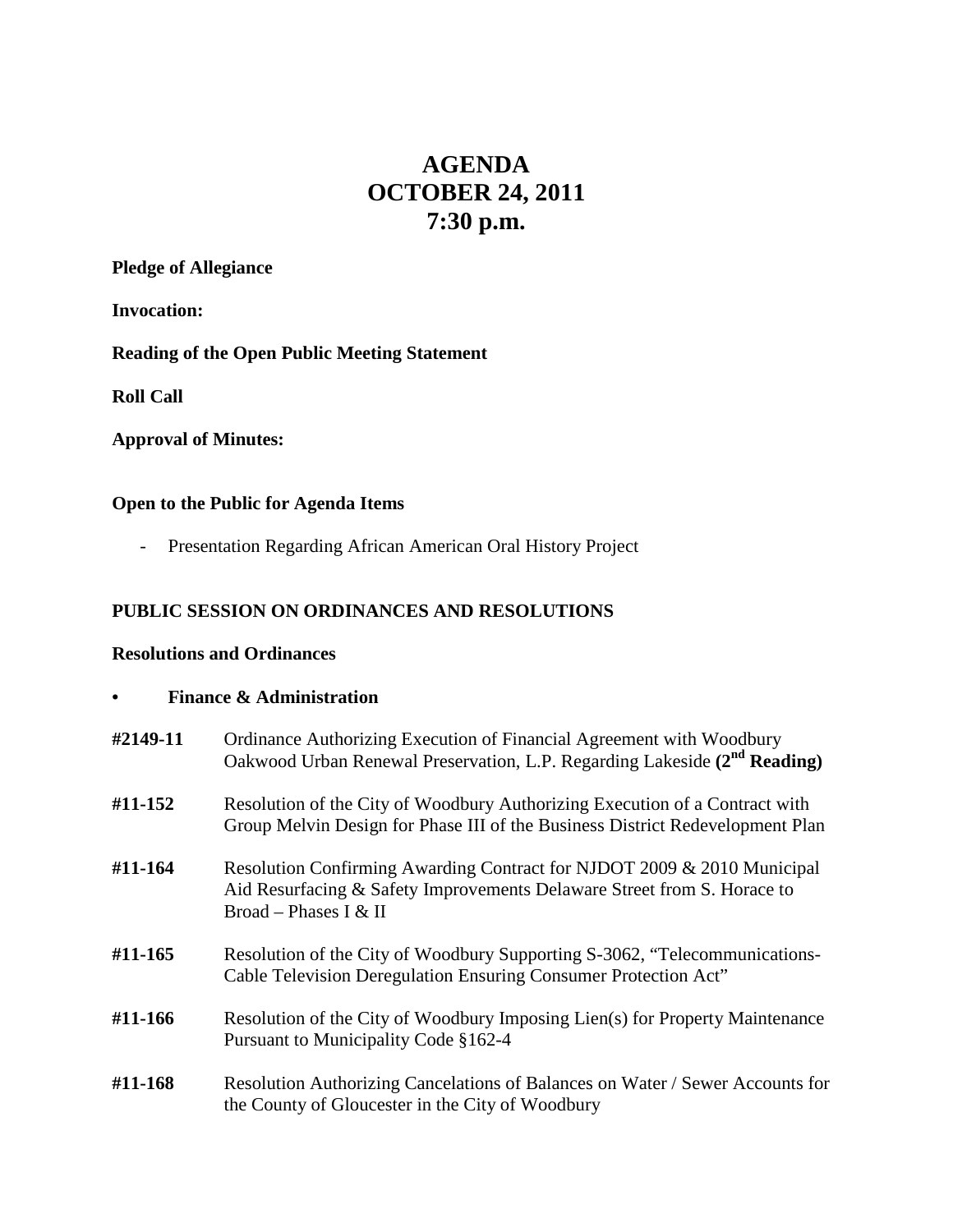# AGENDA
# OCTOBER 24, 2011
# 7:30 p.m.

**Pledge of Allegiance**

**Invocation:**

**Reading of the Open Public Meeting Statement**

**Roll Call**

**Approval of Minutes:**

**Open to the Public for Agenda Items**

- Presentation Regarding African American Oral History Project

**PUBLIC SESSION ON ORDINANCES AND RESOLUTIONS**

**Resolutions and Ordinances**

- **Finance & Administration**

**#2149-11** Ordinance Authorizing Execution of Financial Agreement with Woodbury Oakwood Urban Renewal Preservation, L.P. Regarding Lakeside **(2nd Reading)**

**#11-152** Resolution of the City of Woodbury Authorizing Execution of a Contract with Group Melvin Design for Phase III of the Business District Redevelopment Plan

**#11-164** Resolution Confirming Awarding Contract for NJDOT 2009 & 2010 Municipal Aid Resurfacing & Safety Improvements Delaware Street from S. Horace to Broad – Phases I & II

**#11-165** Resolution of the City of Woodbury Supporting S-3062, "Telecommunications-Cable Television Deregulation Ensuring Consumer Protection Act"

**#11-166** Resolution of the City of Woodbury Imposing Lien(s) for Property Maintenance Pursuant to Municipality Code §162-4

**#11-168** Resolution Authorizing Cancelations of Balances on Water / Sewer Accounts for the County of Gloucester in the City of Woodbury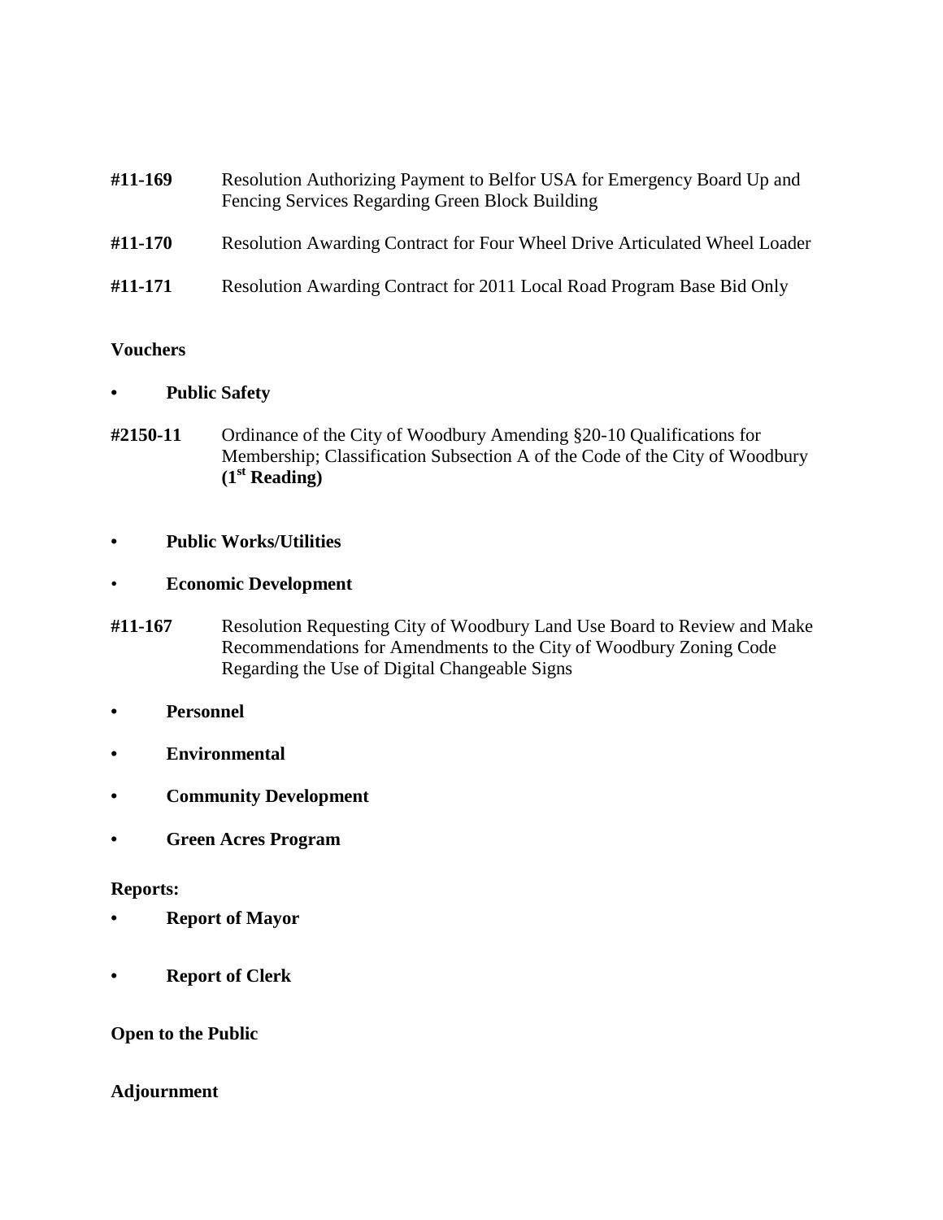**#11-169** Resolution Authorizing Payment to Belfor USA for Emergency Board Up and Fencing Services Regarding Green Block Building

**#11-170** Resolution Awarding Contract for Four Wheel Drive Articulated Wheel Loader

**#11-171** Resolution Awarding Contract for 2011 Local Road Program Base Bid Only

**Vouchers**

- **Public Safety**

**#2150-11** Ordinance of the City of Woodbury Amending §20-10 Qualifications for Membership; Classification Subsection A of the Code of the City of Woodbury **(1st Reading)**

- **Public Works/Utilities**
- **Economic Development**

**#11-167** Resolution Requesting City of Woodbury Land Use Board to Review and Make Recommendations for Amendments to the City of Woodbury Zoning Code Regarding the Use of Digital Changeable Signs

- **Personnel**
- **Environmental**
- **Community Development**
- **Green Acres Program**

**Reports:**

- **Report of Mayor**
- **Report of Clerk**

**Open to the Public**

**Adjournment**